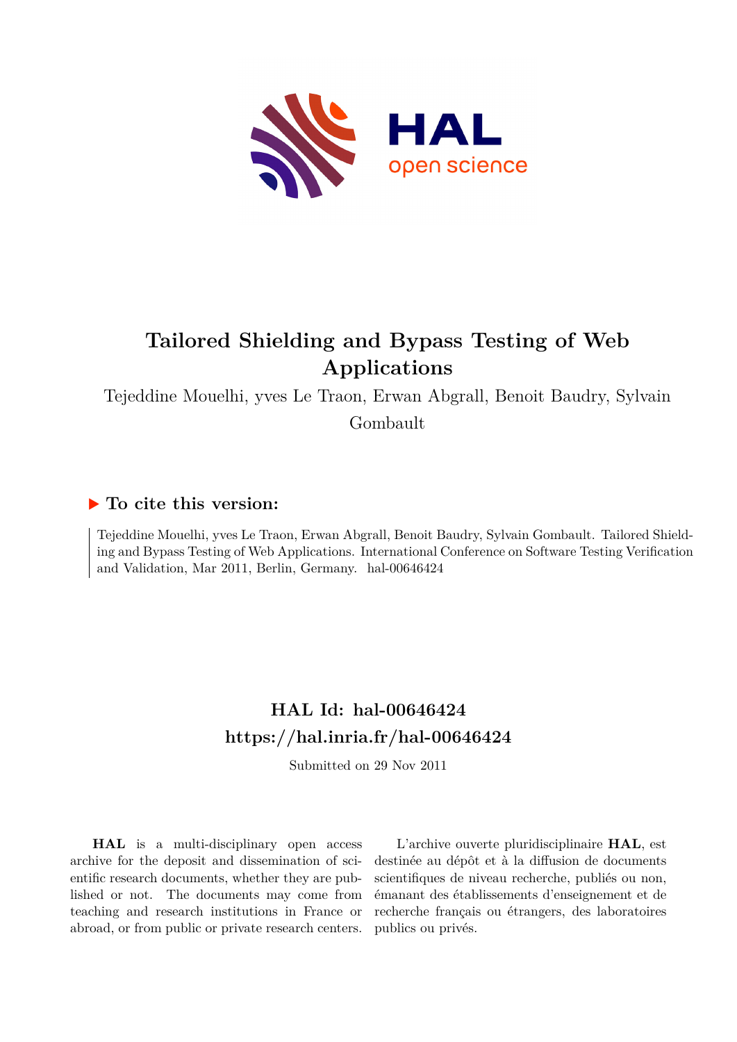# Tailored Shielding and Bypass Testing of Web Applications

Tejeddine Mouelhi, yves Le Traon, Erwan Abgrall, Benoit Baudry, Sylvain Gombault

## ▶ To cite this version:

Tejeddine Mouelhi, yves Le Traon, Erwan Abgrall, Benoit Baudry, Sylvain Gombault. Tailored Shielding and Bypass Testing of Web Applications. International Conference on Software Testing Verification and Validation, Mar 2011, Berlin, Germany. hal-00646424

## HAL Id: hal-00646424
## https://hal.inria.fr/hal-00646424

Submitted on 29 Nov 2011

**HAL** is a multi-disciplinary open access archive for the deposit and dissemination of scientific research documents, whether they are published or not. The documents may come from teaching and research institutions in France or abroad, or from public or private research centers.

L'archive ouverte pluridisciplinaire **HAL**, est destinée au dépôt et à la diffusion de documents scientifiques de niveau recherche, publiés ou non, émanant des établissements d'enseignement et de recherche français ou étrangers, des laboratoires publics ou privés.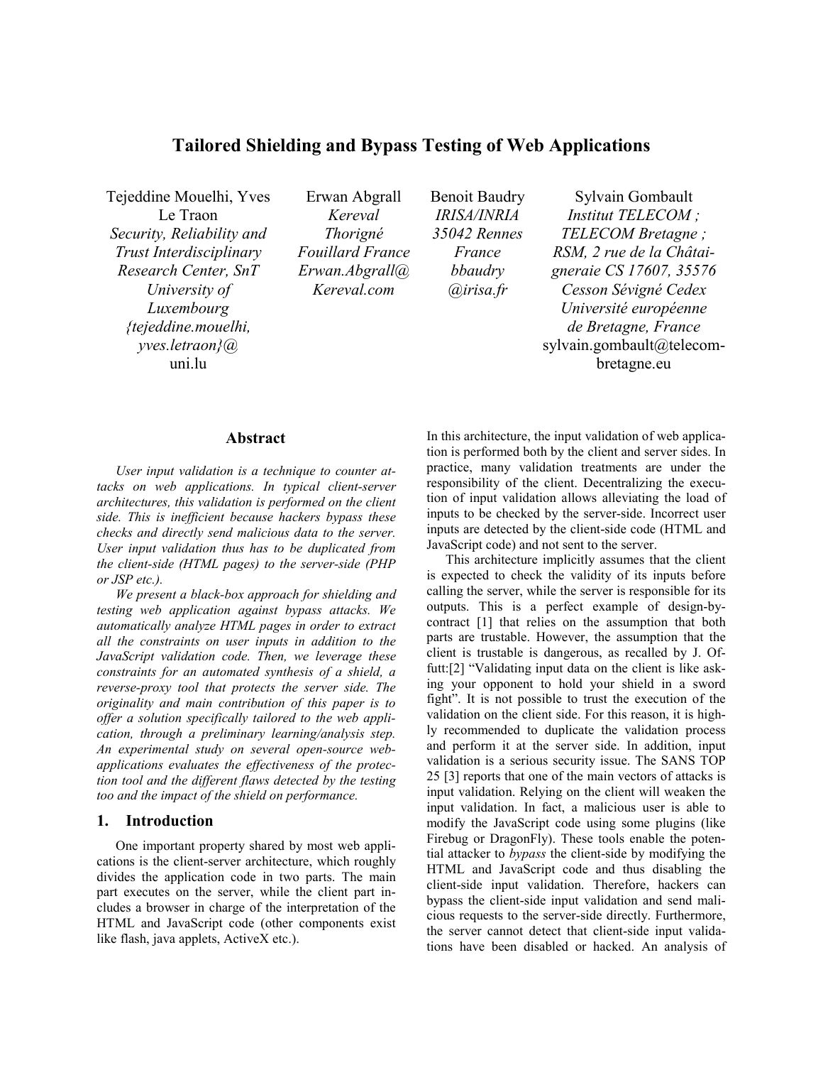# Tailored Shielding and Bypass Testing of Web Applications

Tejeddine Mouelhi, Yves Le Traon
*Security, Reliability and Trust Interdisciplinary Research Center, SnT University of Luxembourg*
*{tejeddine.mouelhi, yves.letraon}@*
uni.lu

Erwan Abgrall
*Kereval Thorigné Fouillard France*
*Erwan.Abgrall@Kereval.com*

Benoit Baudry
*IRISA/INRIA 35042 Rennes France*
*bbaudry @irisa.fr*

Sylvain Gombault
*Institut TELECOM ; TELECOM Bretagne ; RSM, 2 rue de la Châtaigneraie CS 17607, 35576 Cesson Sévigné Cedex Université européenne de Bretagne, France*
sylvain.gombault@telecom-bretagne.eu

## Abstract

*User input validation is a technique to counter attacks on web applications. In typical client-server architectures, this validation is performed on the client side. This is inefficient because hackers bypass these checks and directly send malicious data to the server. User input validation thus has to be duplicated from the client-side (HTML pages) to the server-side (PHP or JSP etc.).*

*We present a black-box approach for shielding and testing web application against bypass attacks. We automatically analyze HTML pages in order to extract all the constraints on user inputs in addition to the JavaScript validation code. Then, we leverage these constraints for an automated synthesis of a shield, a reverse-proxy tool that protects the server side. The originality and main contribution of this paper is to offer a solution specifically tailored to the web application, through a preliminary learning/analysis step. An experimental study on several open-source web-applications evaluates the effectiveness of the protection tool and the different flaws detected by the testing too and the impact of the shield on performance.*

## 1. Introduction

One important property shared by most web applications is the client-server architecture, which roughly divides the application code in two parts. The main part executes on the server, while the client part includes a browser in charge of the interpretation of the HTML and JavaScript code (other components exist like flash, java applets, ActiveX etc.).

In this architecture, the input validation of web application is performed both by the client and server sides. In practice, many validation treatments are under the responsibility of the client. Decentralizing the execution of input validation allows alleviating the load of inputs to be checked by the server-side. Incorrect user inputs are detected by the client-side code (HTML and JavaScript code) and not sent to the server.

This architecture implicitly assumes that the client is expected to check the validity of its inputs before calling the server, while the server is responsible for its outputs. This is a perfect example of design-by-contract [1] that relies on the assumption that both parts are trustable. However, the assumption that the client is trustable is dangerous, as recalled by J. Offutt:[2] "Validating input data on the client is like asking your opponent to hold your shield in a sword fight". It is not possible to trust the execution of the validation on the client side. For this reason, it is highly recommended to duplicate the validation process and perform it at the server side. In addition, input validation is a serious security issue. The SANS TOP 25 [3] reports that one of the main vectors of attacks is input validation. Relying on the client will weaken the input validation. In fact, a malicious user is able to modify the JavaScript code using some plugins (like Firebug or DragonFly). These tools enable the potential attacker to *bypass* the client-side by modifying the HTML and JavaScript code and thus disabling the client-side input validation. Therefore, hackers can bypass the client-side input validation and send malicious requests to the server-side directly. Furthermore, the server cannot detect that client-side input validations have been disabled or hacked. An analysis of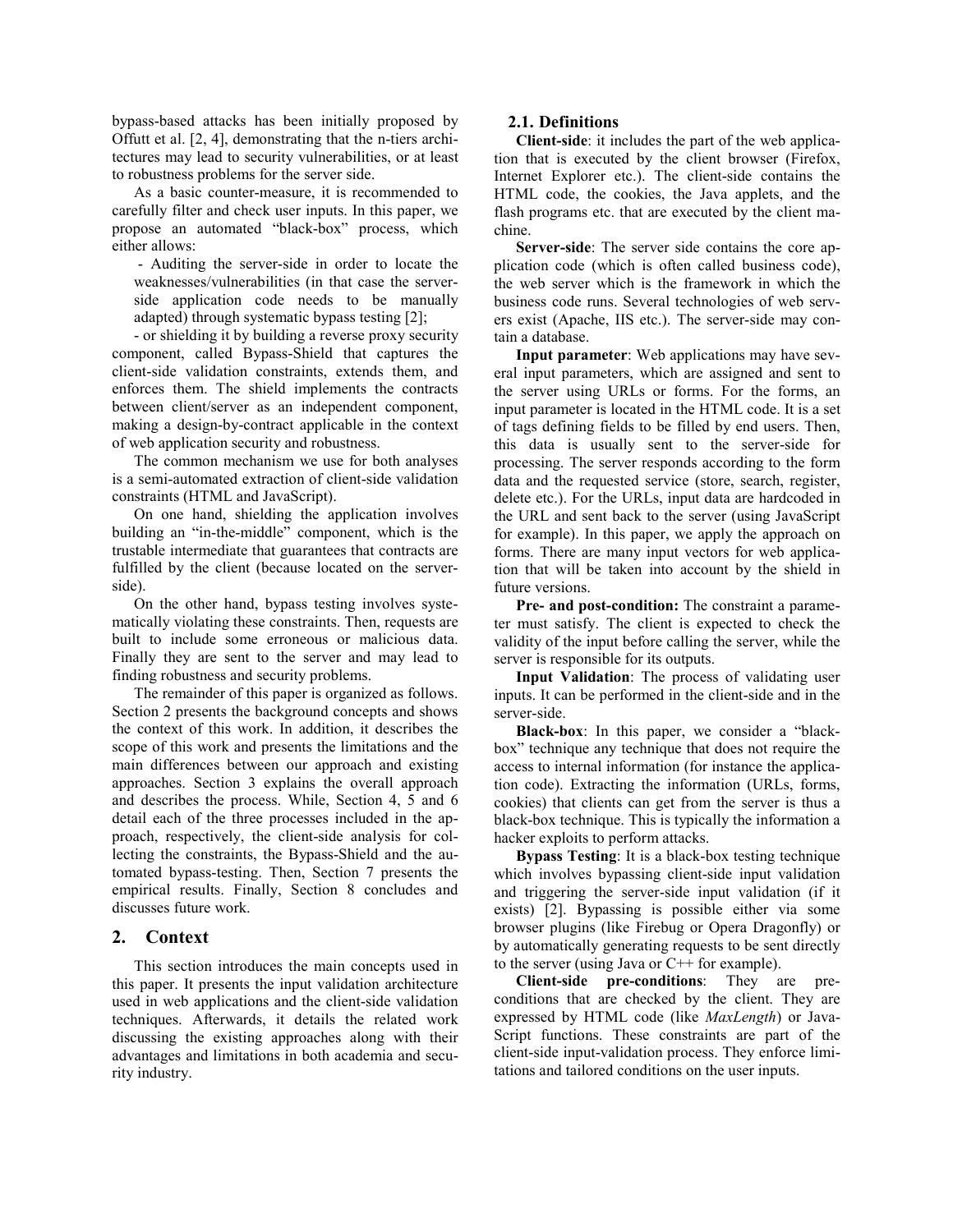bypass-based attacks has been initially proposed by Offutt et al. [2, 4], demonstrating that the n-tiers architectures may lead to security vulnerabilities, or at least to robustness problems for the server side.

As a basic counter-measure, it is recommended to carefully filter and check user inputs. In this paper, we propose an automated "black-box" process, which either allows:

- Auditing the server-side in order to locate the weaknesses/vulnerabilities (in that case the server-side application code needs to be manually adapted) through systematic bypass testing [2];
- or shielding it by building a reverse proxy security component, called Bypass-Shield that captures the client-side validation constraints, extends them, and enforces them. The shield implements the contracts between client/server as an independent component, making a design-by-contract applicable in the context of web application security and robustness.

The common mechanism we use for both analyses is a semi-automated extraction of client-side validation constraints (HTML and JavaScript).

On one hand, shielding the application involves building an "in-the-middle" component, which is the trustable intermediate that guarantees that contracts are fulfilled by the client (because located on the server-side).

On the other hand, bypass testing involves systematically violating these constraints. Then, requests are built to include some erroneous or malicious data. Finally they are sent to the server and may lead to finding robustness and security problems.

The remainder of this paper is organized as follows. Section 2 presents the background concepts and shows the context of this work. In addition, it describes the scope of this work and presents the limitations and the main differences between our approach and existing approaches. Section 3 explains the overall approach and describes the process. While, Section 4, 5 and 6 detail each of the three processes included in the approach, respectively, the client-side analysis for collecting the constraints, the Bypass-Shield and the automated bypass-testing. Then, Section 7 presents the empirical results. Finally, Section 8 concludes and discusses future work.

## 2. Context

This section introduces the main concepts used in this paper. It presents the input validation architecture used in web applications and the client-side validation techniques. Afterwards, it details the related work discussing the existing approaches along with their advantages and limitations in both academia and security industry.

### 2.1. Definitions

**Client-side**: it includes the part of the web application that is executed by the client browser (Firefox, Internet Explorer etc.). The client-side contains the HTML code, the cookies, the Java applets, and the flash programs etc. that are executed by the client machine.

**Server-side**: The server side contains the core application code (which is often called business code), the web server which is the framework in which the business code runs. Several technologies of web servers exist (Apache, IIS etc.). The server-side may contain a database.

**Input parameter**: Web applications may have several input parameters, which are assigned and sent to the server using URLs or forms. For the forms, an input parameter is located in the HTML code. It is a set of tags defining fields to be filled by end users. Then, this data is usually sent to the server-side for processing. The server responds according to the form data and the requested service (store, search, register, delete etc.). For the URLs, input data are hardcoded in the URL and sent back to the server (using JavaScript for example). In this paper, we apply the approach on forms. There are many input vectors for web application that will be taken into account by the shield in future versions.

**Pre- and post-condition:** The constraint a parameter must satisfy. The client is expected to check the validity of the input before calling the server, while the server is responsible for its outputs.

**Input Validation**: The process of validating user inputs. It can be performed in the client-side and in the server-side.

**Black-box**: In this paper, we consider a "black-box" technique any technique that does not require the access to internal information (for instance the application code). Extracting the information (URLs, forms, cookies) that clients can get from the server is thus a black-box technique. This is typically the information a hacker exploits to perform attacks.

**Bypass Testing**: It is a black-box testing technique which involves bypassing client-side input validation and triggering the server-side input validation (if it exists) [2]. Bypassing is possible either via some browser plugins (like Firebug or Opera Dragonfly) or by automatically generating requests to be sent directly to the server (using Java or C++ for example).

**Client-side pre-conditions**: They are pre-conditions that are checked by the client. They are expressed by HTML code (like *MaxLength*) or JavaScript functions. These constraints are part of the client-side input-validation process. They enforce limitations and tailored conditions on the user inputs.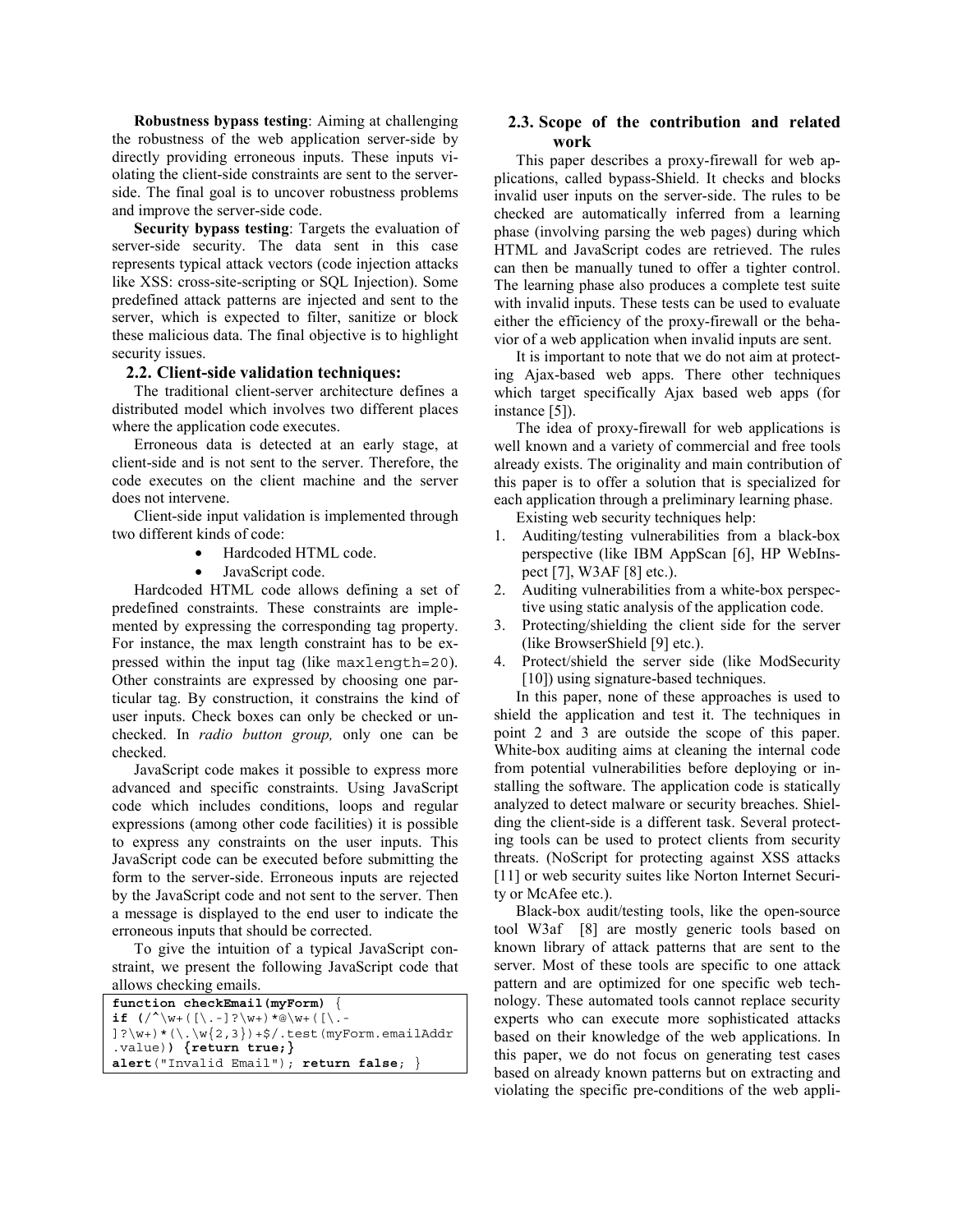**Robustness bypass testing**: Aiming at challenging the robustness of the web application server-side by directly providing erroneous inputs. These inputs violating the client-side constraints are sent to the server-side. The final goal is to uncover robustness problems and improve the server-side code.

**Security bypass testing**: Targets the evaluation of server-side security. The data sent in this case represents typical attack vectors (code injection attacks like XSS: cross-site-scripting or SQL Injection). Some predefined attack patterns are injected and sent to the server, which is expected to filter, sanitize or block these malicious data. The final objective is to highlight security issues.

### 2.2. Client-side validation techniques:

The traditional client-server architecture defines a distributed model which involves two different places where the application code executes.

Erroneous data is detected at an early stage, at client-side and is not sent to the server. Therefore, the code executes on the client machine and the server does not intervene.

Client-side input validation is implemented through two different kinds of code:

- Hardcoded HTML code.
- JavaScript code.

Hardcoded HTML code allows defining a set of predefined constraints. These constraints are implemented by expressing the corresponding tag property. For instance, the max length constraint has to be expressed within the input tag (like `maxlength=20`). Other constraints are expressed by choosing one particular tag. By construction, it constrains the kind of user inputs. Check boxes can only be checked or unchecked. In *radio button group,* only one can be checked.

JavaScript code makes it possible to express more advanced and specific constraints. Using JavaScript code which includes conditions, loops and regular expressions (among other code facilities) it is possible to express any constraints on the user inputs. This JavaScript code can be executed before submitting the form to the server-side. Erroneous inputs are rejected by the JavaScript code and not sent to the server. Then a message is displayed to the end user to indicate the erroneous inputs that should be corrected.

To give the intuition of a typical JavaScript constraint, we present the following JavaScript code that allows checking emails.

```
function checkEmail(myForm) {
if (/^\w+([\.-]?\w+)*@\w+([\.-
]?\w+)*(\.\w{2,3})+$/.test(myForm.emailAddr
.value)) {return true;}
alert("Invalid Email"); return false; }
```

### 2.3. Scope of the contribution and related work

This paper describes a proxy-firewall for web applications, called bypass-Shield. It checks and blocks invalid user inputs on the server-side. The rules to be checked are automatically inferred from a learning phase (involving parsing the web pages) during which HTML and JavaScript codes are retrieved. The rules can then be manually tuned to offer a tighter control. The learning phase also produces a complete test suite with invalid inputs. These tests can be used to evaluate either the efficiency of the proxy-firewall or the behavior of a web application when invalid inputs are sent.

It is important to note that we do not aim at protecting Ajax-based web apps. There other techniques which target specifically Ajax based web apps (for instance [5]).

The idea of proxy-firewall for web applications is well known and a variety of commercial and free tools already exists. The originality and main contribution of this paper is to offer a solution that is specialized for each application through a preliminary learning phase.

Existing web security techniques help:

1. Auditing/testing vulnerabilities from a black-box perspective (like IBM AppScan [6], HP WebInspect [7], W3AF [8] etc.).
2. Auditing vulnerabilities from a white-box perspective using static analysis of the application code.
3. Protecting/shielding the client side for the server (like BrowserShield [9] etc.).
4. Protect/shield the server side (like ModSecurity [10]) using signature-based techniques.

In this paper, none of these approaches is used to shield the application and test it. The techniques in point 2 and 3 are outside the scope of this paper. White-box auditing aims at cleaning the internal code from potential vulnerabilities before deploying or installing the software. The application code is statically analyzed to detect malware or security breaches. Shielding the client-side is a different task. Several protecting tools can be used to protect clients from security threats. (NoScript for protecting against XSS attacks [11] or web security suites like Norton Internet Security or McAfee etc.).

Black-box audit/testing tools, like the open-source tool W3af [8] are mostly generic tools based on known library of attack patterns that are sent to the server. Most of these tools are specific to one attack pattern and are optimized for one specific web technology. These automated tools cannot replace security experts who can execute more sophisticated attacks based on their knowledge of the web applications. In this paper, we do not focus on generating test cases based on already known patterns but on extracting and violating the specific pre-conditions of the web appli-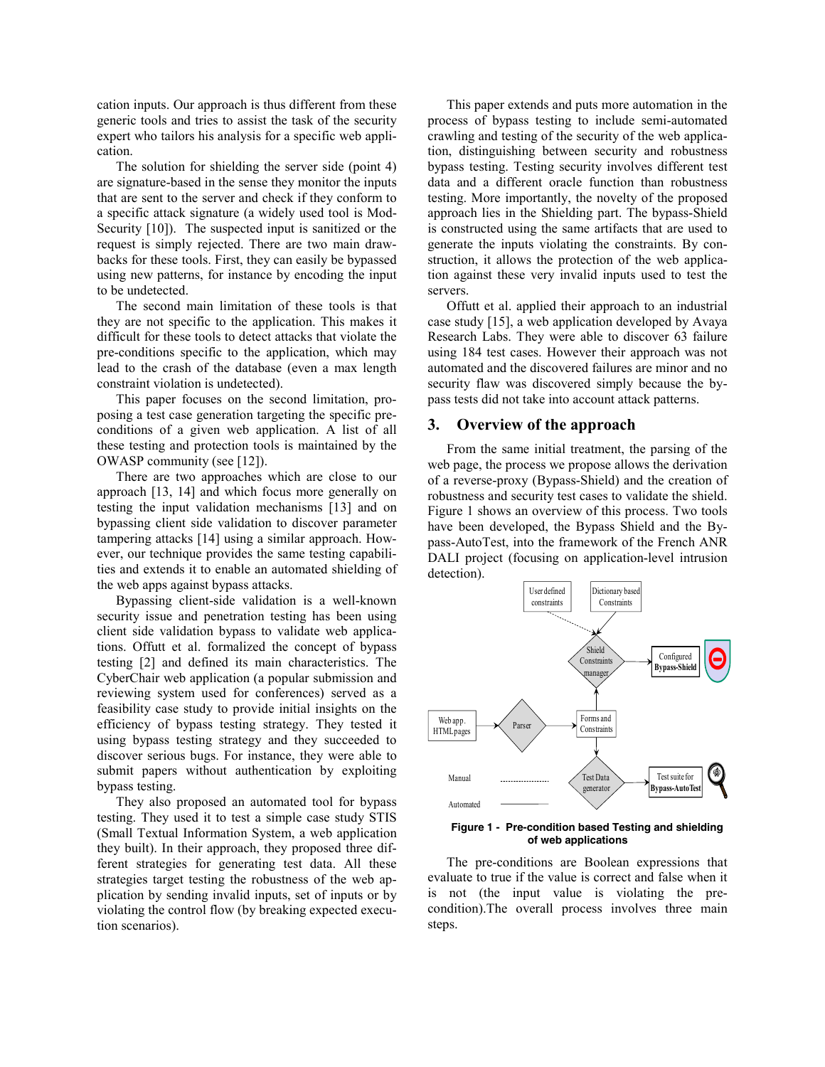cation inputs. Our approach is thus different from these generic tools and tries to assist the task of the security expert who tailors his analysis for a specific web application.

The solution for shielding the server side (point 4) are signature-based in the sense they monitor the inputs that are sent to the server and check if they conform to a specific attack signature (a widely used tool is ModSecurity [10]). The suspected input is sanitized or the request is simply rejected. There are two main drawbacks for these tools. First, they can easily be bypassed using new patterns, for instance by encoding the input to be undetected.

The second main limitation of these tools is that they are not specific to the application. This makes it difficult for these tools to detect attacks that violate the pre-conditions specific to the application, which may lead to the crash of the database (even a max length constraint violation is undetected).

This paper focuses on the second limitation, proposing a test case generation targeting the specific pre-conditions of a given web application. A list of all these testing and protection tools is maintained by the OWASP community (see [12]).

There are two approaches which are close to our approach [13, 14] and which focus more generally on testing the input validation mechanisms [13] and on bypassing client side validation to discover parameter tampering attacks [14] using a similar approach. However, our technique provides the same testing capabilities and extends it to enable an automated shielding of the web apps against bypass attacks.

Bypassing client-side validation is a well-known security issue and penetration testing has been using client side validation bypass to validate web applications. Offutt et al. formalized the concept of bypass testing [2] and defined its main characteristics. The CyberChair web application (a popular submission and reviewing system used for conferences) served as a feasibility case study to provide initial insights on the efficiency of bypass testing strategy. They tested it using bypass testing strategy and they succeeded to discover serious bugs. For instance, they were able to submit papers without authentication by exploiting bypass testing.

They also proposed an automated tool for bypass testing. They used it to test a simple case study STIS (Small Textual Information System, a web application they built). In their approach, they proposed three different strategies for generating test data. All these strategies target testing the robustness of the web application by sending invalid inputs, set of inputs or by violating the control flow (by breaking expected execution scenarios).

This paper extends and puts more automation in the process of bypass testing to include semi-automated crawling and testing of the security of the web application, distinguishing between security and robustness bypass testing. Testing security involves different test data and a different oracle function than robustness testing. More importantly, the novelty of the proposed approach lies in the Shielding part. The bypass-Shield is constructed using the same artifacts that are used to generate the inputs violating the constraints. By construction, it allows the protection of the web application against these very invalid inputs used to test the servers.

Offutt et al. applied their approach to an industrial case study [15], a web application developed by Avaya Research Labs. They were able to discover 63 failure using 184 test cases. However their approach was not automated and the discovered failures are minor and no security flaw was discovered simply because the bypass tests did not take into account attack patterns.

## 3. Overview of the approach

From the same initial treatment, the parsing of the web page, the process we propose allows the derivation of a reverse-proxy (Bypass-Shield) and the creation of robustness and security test cases to validate the shield. Figure 1 shows an overview of this process. Two tools have been developed, the Bypass Shield and the Bypass-AutoTest, into the framework of the French ANR DALI project (focusing on application-level intrusion detection).

**Figure 1 - Pre-condition based Testing and shielding of web applications**

The pre-conditions are Boolean expressions that evaluate to true if the value is correct and false when it is not (the input value is violating the pre-condition).The overall process involves three main steps.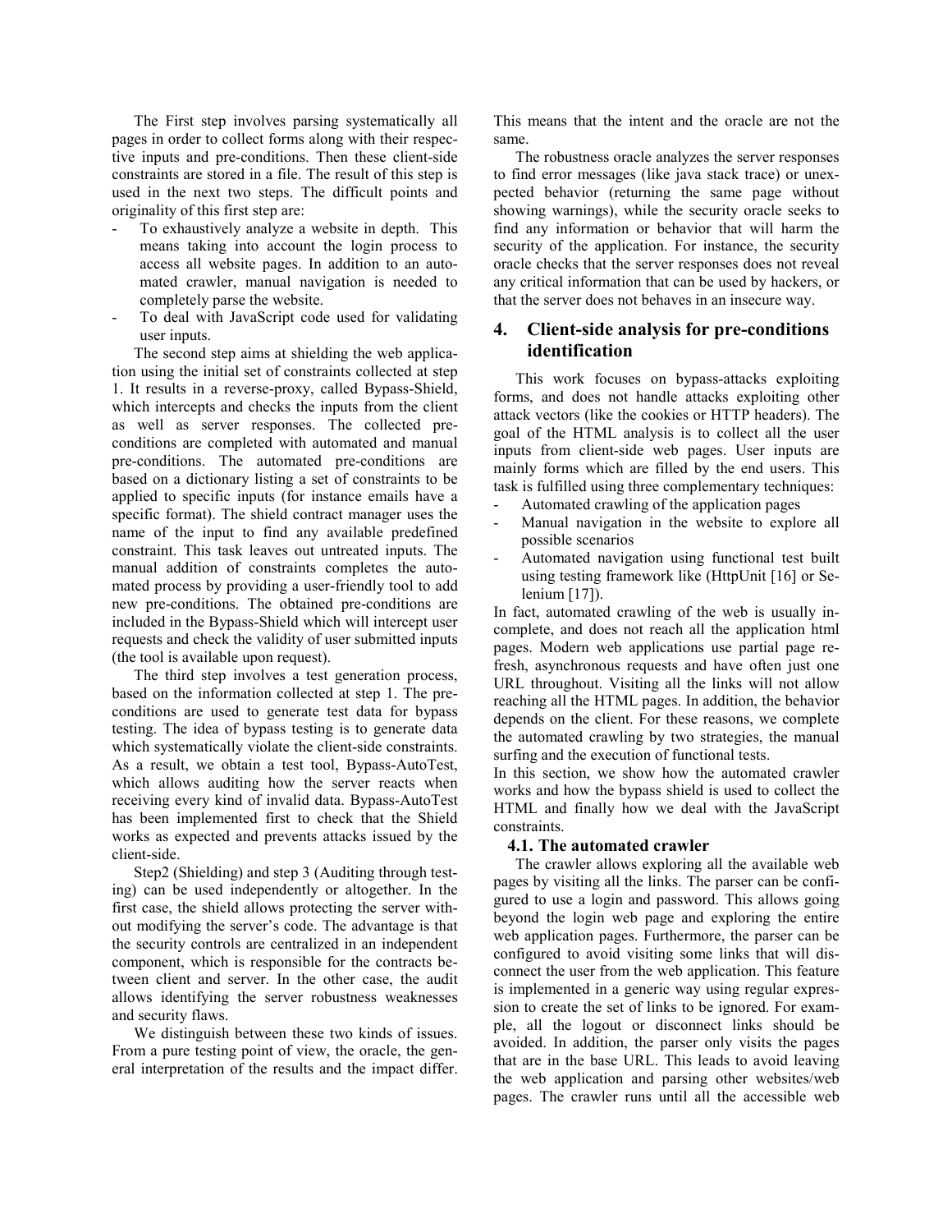The First step involves parsing systematically all pages in order to collect forms along with their respective inputs and pre-conditions. Then these client-side constraints are stored in a file. The result of this step is used in the next two steps. The difficult points and originality of this first step are:

- To exhaustively analyze a website in depth. This means taking into account the login process to access all website pages. In addition to an automated crawler, manual navigation is needed to completely parse the website.
- To deal with JavaScript code used for validating user inputs.

The second step aims at shielding the web application using the initial set of constraints collected at step 1. It results in a reverse-proxy, called Bypass-Shield, which intercepts and checks the inputs from the client as well as server responses. The collected pre-conditions are completed with automated and manual pre-conditions. The automated pre-conditions are based on a dictionary listing a set of constraints to be applied to specific inputs (for instance emails have a specific format). The shield contract manager uses the name of the input to find any available predefined constraint. This task leaves out untreated inputs. The manual addition of constraints completes the automated process by providing a user-friendly tool to add new pre-conditions. The obtained pre-conditions are included in the Bypass-Shield which will intercept user requests and check the validity of user submitted inputs (the tool is available upon request).

The third step involves a test generation process, based on the information collected at step 1. The pre-conditions are used to generate test data for bypass testing. The idea of bypass testing is to generate data which systematically violate the client-side constraints. As a result, we obtain a test tool, Bypass-AutoTest, which allows auditing how the server reacts when receiving every kind of invalid data. Bypass-AutoTest has been implemented first to check that the Shield works as expected and prevents attacks issued by the client-side.

Step2 (Shielding) and step 3 (Auditing through testing) can be used independently or altogether. In the first case, the shield allows protecting the server without modifying the server's code. The advantage is that the security controls are centralized in an independent component, which is responsible for the contracts between client and server. In the other case, the audit allows identifying the server robustness weaknesses and security flaws.

We distinguish between these two kinds of issues. From a pure testing point of view, the oracle, the general interpretation of the results and the impact differ. This means that the intent and the oracle are not the same.

The robustness oracle analyzes the server responses to find error messages (like java stack trace) or unexpected behavior (returning the same page without showing warnings), while the security oracle seeks to find any information or behavior that will harm the security of the application. For instance, the security oracle checks that the server responses does not reveal any critical information that can be used by hackers, or that the server does not behaves in an insecure way.

## 4. Client-side analysis for pre-conditions identification

This work focuses on bypass-attacks exploiting forms, and does not handle attacks exploiting other attack vectors (like the cookies or HTTP headers). The goal of the HTML analysis is to collect all the user inputs from client-side web pages. User inputs are mainly forms which are filled by the end users. This task is fulfilled using three complementary techniques:

- Automated crawling of the application pages
- Manual navigation in the website to explore all possible scenarios
- Automated navigation using functional test built using testing framework like (HttpUnit [16] or Selenium [17]).

In fact, automated crawling of the web is usually incomplete, and does not reach all the application html pages. Modern web applications use partial page refresh, asynchronous requests and have often just one URL throughout. Visiting all the links will not allow reaching all the HTML pages. In addition, the behavior depends on the client. For these reasons, we complete the automated crawling by two strategies, the manual surfing and the execution of functional tests.

In this section, we show how the automated crawler works and how the bypass shield is used to collect the HTML and finally how we deal with the JavaScript constraints.

### 4.1. The automated crawler

The crawler allows exploring all the available web pages by visiting all the links. The parser can be configured to use a login and password. This allows going beyond the login web page and exploring the entire web application pages. Furthermore, the parser can be configured to avoid visiting some links that will disconnect the user from the web application. This feature is implemented in a generic way using regular expression to create the set of links to be ignored. For example, all the logout or disconnect links should be avoided. In addition, the parser only visits the pages that are in the base URL. This leads to avoid leaving the web application and parsing other websites/web pages. The crawler runs until all the accessible web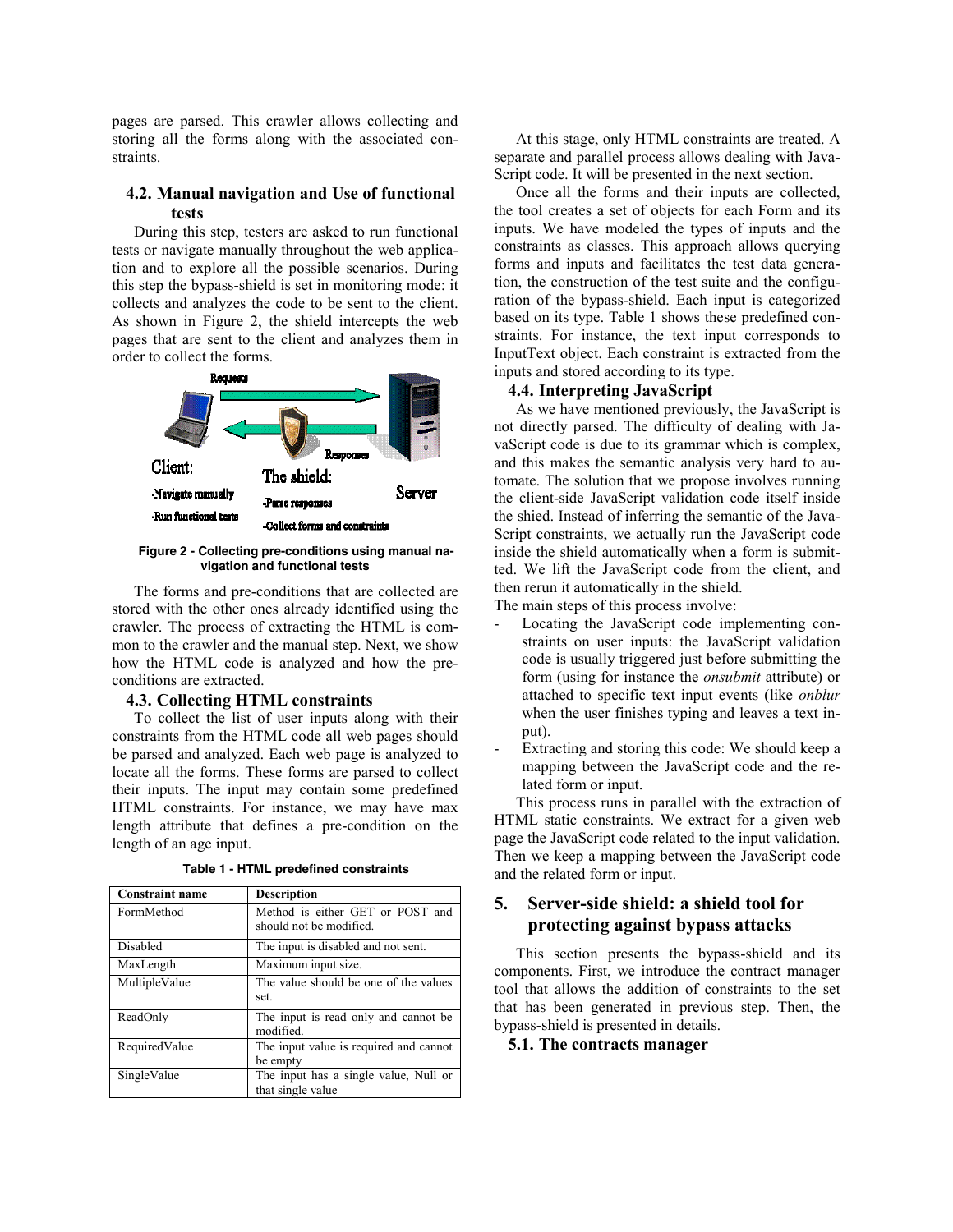pages are parsed. This crawler allows collecting and storing all the forms along with the associated constraints.

### 4.2. Manual navigation and Use of functional tests

During this step, testers are asked to run functional tests or navigate manually throughout the web application and to explore all the possible scenarios. During this step the bypass-shield is set in monitoring mode: it collects and analyzes the code to be sent to the client. As shown in Figure 2, the shield intercepts the web pages that are sent to the client and analyzes them in order to collect the forms.

**Figure 2 - Collecting pre-conditions using manual navigation and functional tests**

The forms and pre-conditions that are collected are stored with the other ones already identified using the crawler. The process of extracting the HTML is common to the crawler and the manual step. Next, we show how the HTML code is analyzed and how the pre-conditions are extracted.

### 4.3. Collecting HTML constraints

To collect the list of user inputs along with their constraints from the HTML code all web pages should be parsed and analyzed. Each web page is analyzed to locate all the forms. These forms are parsed to collect their inputs. The input may contain some predefined HTML constraints. For instance, we may have max length attribute that defines a pre-condition on the length of an age input.

**Table 1 - HTML predefined constraints**

| Constraint name | Description |
|---|---|
| FormMethod | Method is either GET or POST and should not be modified. |
| Disabled | The input is disabled and not sent. |
| MaxLength | Maximum input size. |
| MultipleValue | The value should be one of the values set. |
| ReadOnly | The input is read only and cannot be modified. |
| RequiredValue | The input value is required and cannot be empty |
| SingleValue | The input has a single value, Null or that single value |

At this stage, only HTML constraints are treated. A separate and parallel process allows dealing with JavaScript code. It will be presented in the next section.

Once all the forms and their inputs are collected, the tool creates a set of objects for each Form and its inputs. We have modeled the types of inputs and the constraints as classes. This approach allows querying forms and inputs and facilitates the test data generation, the construction of the test suite and the configuration of the bypass-shield. Each input is categorized based on its type. Table 1 shows these predefined constraints. For instance, the text input corresponds to InputText object. Each constraint is extracted from the inputs and stored according to its type.

### 4.4. Interpreting JavaScript

As we have mentioned previously, the JavaScript is not directly parsed. The difficulty of dealing with JavaScript code is due to its grammar which is complex, and this makes the semantic analysis very hard to automate. The solution that we propose involves running the client-side JavaScript validation code itself inside the shied. Instead of inferring the semantic of the JavaScript constraints, we actually run the JavaScript code inside the shield automatically when a form is submitted. We lift the JavaScript code from the client, and then rerun it automatically in the shield.

The main steps of this process involve:

- Locating the JavaScript code implementing constraints on user inputs: the JavaScript validation code is usually triggered just before submitting the form (using for instance the *onsubmit* attribute) or attached to specific text input events (like *onblur* when the user finishes typing and leaves a text input).
- Extracting and storing this code: We should keep a mapping between the JavaScript code and the related form or input.

This process runs in parallel with the extraction of HTML static constraints. We extract for a given web page the JavaScript code related to the input validation. Then we keep a mapping between the JavaScript code and the related form or input.

## 5. Server-side shield: a shield tool for protecting against bypass attacks

This section presents the bypass-shield and its components. First, we introduce the contract manager tool that allows the addition of constraints to the set that has been generated in previous step. Then, the bypass-shield is presented in details.

### 5.1. The contracts manager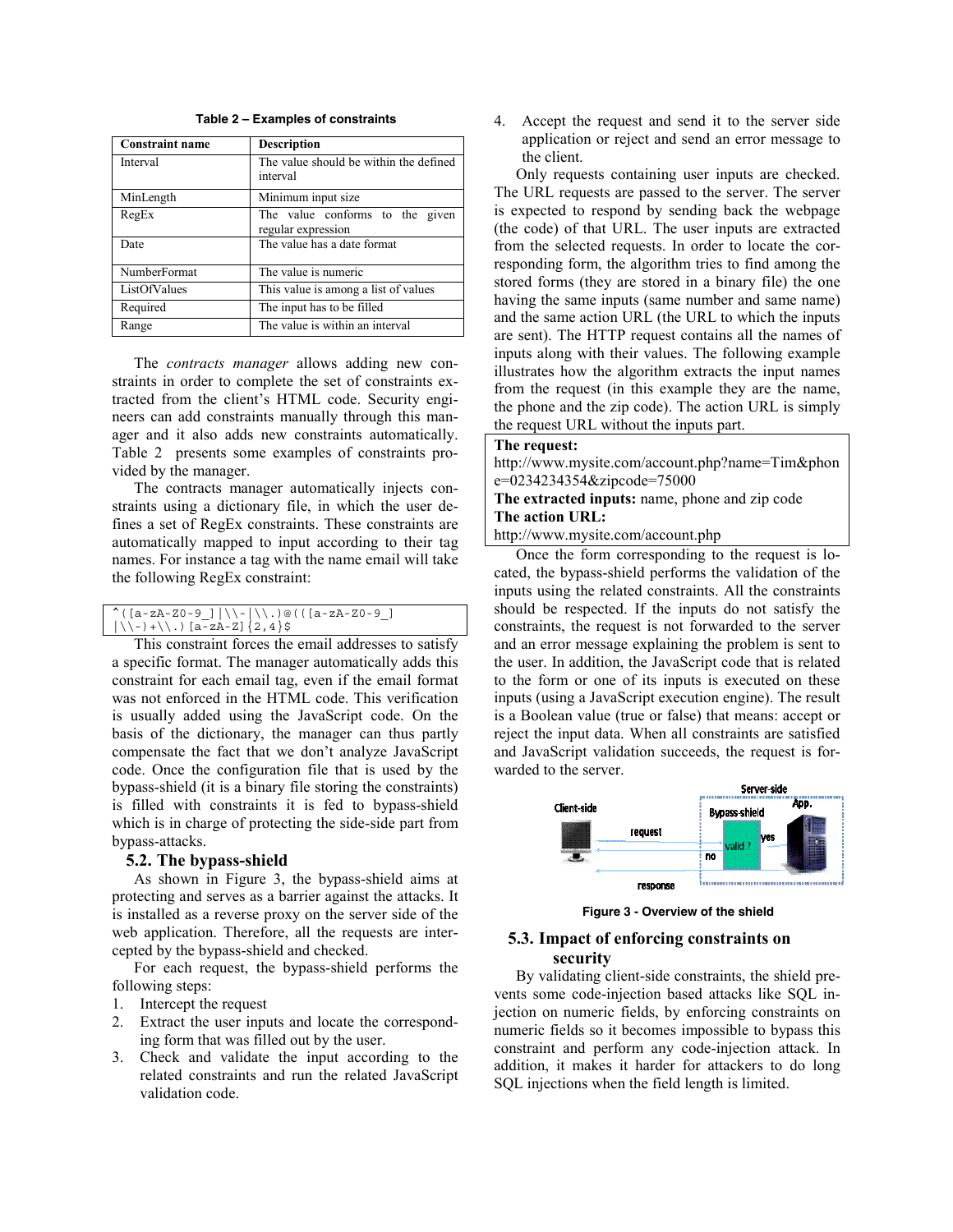**Table 2 – Examples of constraints**

| Constraint name | Description |
|---|---|
| Interval | The value should be within the defined interval |
| MinLength | Minimum input size |
| RegEx | The value conforms to the given regular expression |
| Date | The value has a date format |
| NumberFormat | The value is numeric |
| ListOfValues | This value is among a list of values |
| Required | The input has to be filled |
| Range | The value is within an interval |

The *contracts manager* allows adding new constraints in order to complete the set of constraints extracted from the client's HTML code. Security engineers can add constraints manually through this manager and it also adds new constraints automatically. Table 2 presents some examples of constraints provided by the manager.

The contracts manager automatically injects constraints using a dictionary file, in which the user defines a set of RegEx constraints. These constraints are automatically mapped to input according to their tag names. For instance a tag with the name email will take the following RegEx constraint:

```
^([a-zA-Z0-9_]|\\-|\\.)@(([a-zA-Z0-9_]
|\\-)+\\.)[a-zA-Z]{2,4}$
```

This constraint forces the email addresses to satisfy a specific format. The manager automatically adds this constraint for each email tag, even if the email format was not enforced in the HTML code. This verification is usually added using the JavaScript code. On the basis of the dictionary, the manager can thus partly compensate the fact that we don't analyze JavaScript code. Once the configuration file that is used by the bypass-shield (it is a binary file storing the constraints) is filled with constraints it is fed to bypass-shield which is in charge of protecting the side-side part from bypass-attacks.

## 5.2. The bypass-shield

As shown in Figure 3, the bypass-shield aims at protecting and serves as a barrier against the attacks. It is installed as a reverse proxy on the server side of the web application. Therefore, all the requests are intercepted by the bypass-shield and checked.

For each request, the bypass-shield performs the following steps:

1. Intercept the request
2. Extract the user inputs and locate the corresponding form that was filled out by the user.
3. Check and validate the input according to the related constraints and run the related JavaScript validation code.
4. Accept the request and send it to the server side application or reject and send an error message to the client.

Only requests containing user inputs are checked. The URL requests are passed to the server. The server is expected to respond by sending back the webpage (the code) of that URL. The user inputs are extracted from the selected requests. In order to locate the corresponding form, the algorithm tries to find among the stored forms (they are stored in a binary file) the one having the same inputs (same number and same name) and the same action URL (the URL to which the inputs are sent). The HTTP request contains all the names of inputs along with their values. The following example illustrates how the algorithm extracts the input names from the request (in this example they are the name, the phone and the zip code). The action URL is simply the request URL without the inputs part.

**The request:**
http://www.mysite.com/account.php?name=Tim&phone=0234234354&zipcode=75000
**The extracted inputs:** name, phone and zip code
**The action URL:**
http://www.mysite.com/account.php

Once the form corresponding to the request is located, the bypass-shield performs the validation of the inputs using the related constraints. All the constraints should be respected. If the inputs do not satisfy the constraints, the request is not forwarded to the server and an error message explaining the problem is sent to the user. In addition, the JavaScript code that is related to the form or one of its inputs is executed on these inputs (using a JavaScript execution engine). The result is a Boolean value (true or false) that means: accept or reject the input data. When all constraints are satisfied and JavaScript validation succeeds, the request is forwarded to the server.

**Figure 3 - Overview of the shield**

## 5.3. Impact of enforcing constraints on security

By validating client-side constraints, the shield prevents some code-injection based attacks like SQL injection on numeric fields, by enforcing constraints on numeric fields so it becomes impossible to bypass this constraint and perform any code-injection attack. In addition, it makes it harder for attackers to do long SQL injections when the field length is limited.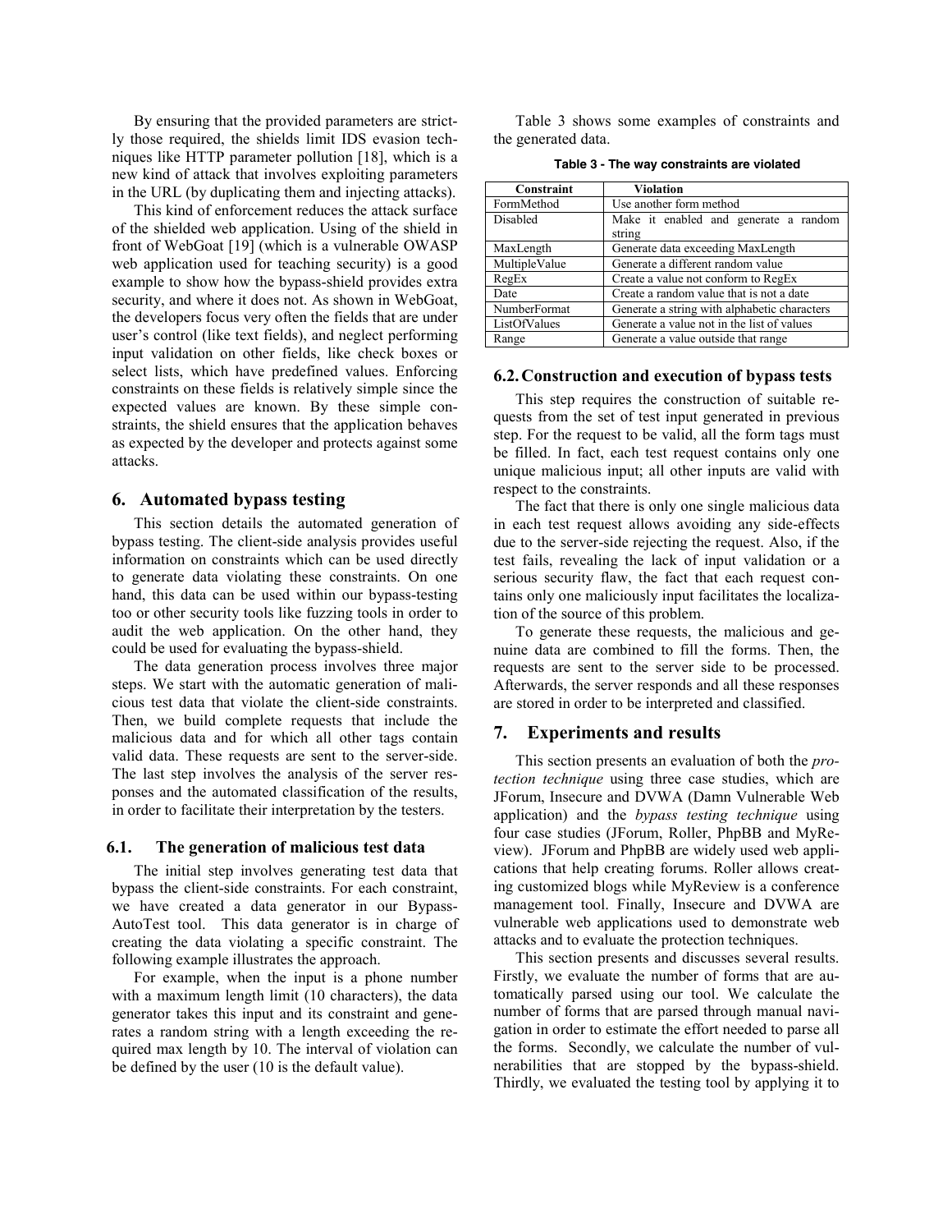By ensuring that the provided parameters are strictly those required, the shields limit IDS evasion techniques like HTTP parameter pollution [18], which is a new kind of attack that involves exploiting parameters in the URL (by duplicating them and injecting attacks).

This kind of enforcement reduces the attack surface of the shielded web application. Using of the shield in front of WebGoat [19] (which is a vulnerable OWASP web application used for teaching security) is a good example to show how the bypass-shield provides extra security, and where it does not. As shown in WebGoat, the developers focus very often the fields that are under user's control (like text fields), and neglect performing input validation on other fields, like check boxes or select lists, which have predefined values. Enforcing constraints on these fields is relatively simple since the expected values are known. By these simple constraints, the shield ensures that the application behaves as expected by the developer and protects against some attacks.

## 6. Automated bypass testing

This section details the automated generation of bypass testing. The client-side analysis provides useful information on constraints which can be used directly to generate data violating these constraints. On one hand, this data can be used within our bypass-testing too or other security tools like fuzzing tools in order to audit the web application. On the other hand, they could be used for evaluating the bypass-shield.

The data generation process involves three major steps. We start with the automatic generation of malicious test data that violate the client-side constraints. Then, we build complete requests that include the malicious data and for which all other tags contain valid data. These requests are sent to the server-side. The last step involves the analysis of the server responses and the automated classification of the results, in order to facilitate their interpretation by the testers.

### 6.1. The generation of malicious test data

The initial step involves generating test data that bypass the client-side constraints. For each constraint, we have created a data generator in our Bypass-AutoTest tool. This data generator is in charge of creating the data violating a specific constraint. The following example illustrates the approach.

For example, when the input is a phone number with a maximum length limit (10 characters), the data generator takes this input and its constraint and generates a random string with a length exceeding the required max length by 10. The interval of violation can be defined by the user (10 is the default value).

Table 3 shows some examples of constraints and the generated data.

**Table 3 - The way constraints are violated**

| Constraint | Violation |
|---|---|
| FormMethod | Use another form method |
| Disabled | Make it enabled and generate a random string |
| MaxLength | Generate data exceeding MaxLength |
| MultipleValue | Generate a different random value |
| RegEx | Create a value not conform to RegEx |
| Date | Create a random value that is not a date |
| NumberFormat | Generate a string with alphabetic characters |
| ListOfValues | Generate a value not in the list of values |
| Range | Generate a value outside that range |

### 6.2. Construction and execution of bypass tests

This step requires the construction of suitable requests from the set of test input generated in previous step. For the request to be valid, all the form tags must be filled. In fact, each test request contains only one unique malicious input; all other inputs are valid with respect to the constraints.

The fact that there is only one single malicious data in each test request allows avoiding any side-effects due to the server-side rejecting the request. Also, if the test fails, revealing the lack of input validation or a serious security flaw, the fact that each request contains only one maliciously input facilitates the localization of the source of this problem.

To generate these requests, the malicious and genuine data are combined to fill the forms. Then, the requests are sent to the server side to be processed. Afterwards, the server responds and all these responses are stored in order to be interpreted and classified.

## 7. Experiments and results

This section presents an evaluation of both the *protection technique* using three case studies, which are JForum, Insecure and DVWA (Damn Vulnerable Web application) and the *bypass testing technique* using four case studies (JForum, Roller, PhpBB and MyReview). JForum and PhpBB are widely used web applications that help creating forums. Roller allows creating customized blogs while MyReview is a conference management tool. Finally, Insecure and DVWA are vulnerable web applications used to demonstrate web attacks and to evaluate the protection techniques.

This section presents and discusses several results. Firstly, we evaluate the number of forms that are automatically parsed using our tool. We calculate the number of forms that are parsed through manual navigation in order to estimate the effort needed to parse all the forms. Secondly, we calculate the number of vulnerabilities that are stopped by the bypass-shield. Thirdly, we evaluated the testing tool by applying it to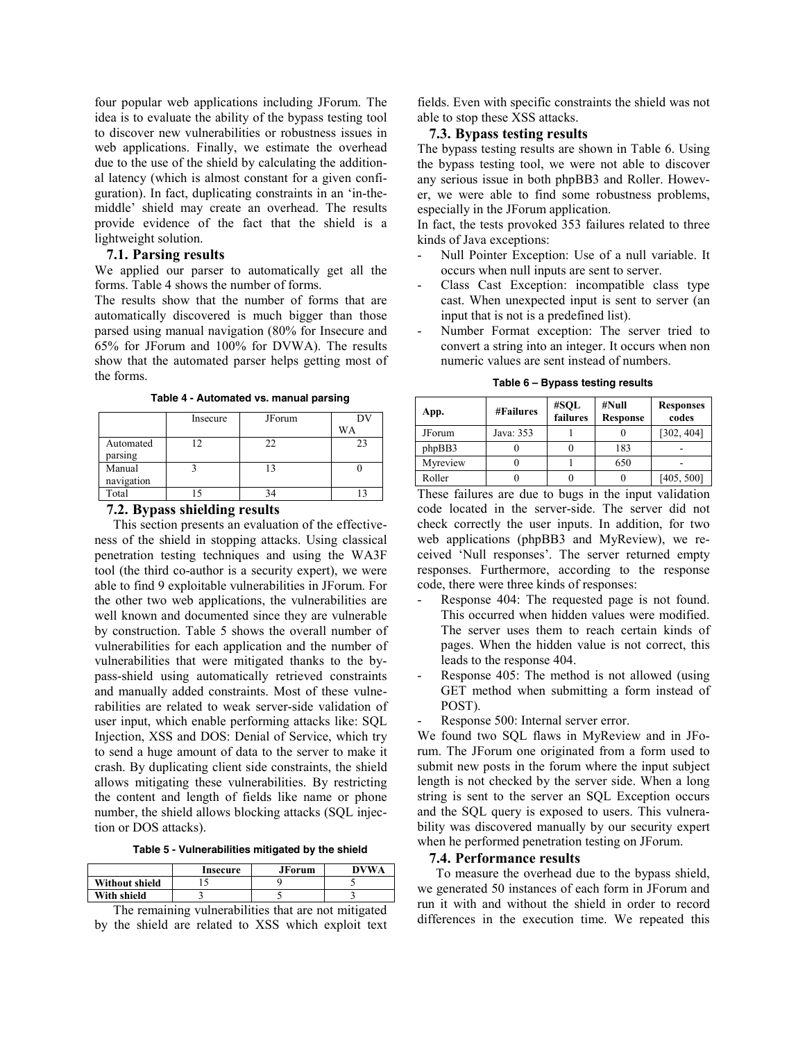four popular web applications including JForum. The idea is to evaluate the ability of the bypass testing tool to discover new vulnerabilities or robustness issues in web applications. Finally, we estimate the overhead due to the use of the shield by calculating the additional latency (which is almost constant for a given configuration). In fact, duplicating constraints in an 'in-the-middle' shield may create an overhead. The results provide evidence of the fact that the shield is a lightweight solution.

### 7.1. Parsing results

We applied our parser to automatically get all the forms. Table 4 shows the number of forms.

The results show that the number of forms that are automatically discovered is much bigger than those parsed using manual navigation (80% for Insecure and 65% for JForum and 100% for DVWA). The results show that the automated parser helps getting most of the forms.

**Table 4 - Automated vs. manual parsing**

| | Insecure | JForum | DVWA |
|---|---|---|---|
| Automated parsing | 12 | 22 | 23 |
| Manual navigation | 3 | 13 | 0 |
| Total | 15 | 34 | 13 |

### 7.2. Bypass shielding results

This section presents an evaluation of the effectiveness of the shield in stopping attacks. Using classical penetration testing techniques and using the WA3F tool (the third co-author is a security expert), we were able to find 9 exploitable vulnerabilities in JForum. For the other two web applications, the vulnerabilities are well known and documented since they are vulnerable by construction. Table 5 shows the overall number of vulnerabilities for each application and the number of vulnerabilities that were mitigated thanks to the bypass-shield using automatically retrieved constraints and manually added constraints. Most of these vulnerabilities are related to weak server-side validation of user input, which enable performing attacks like: SQL Injection, XSS and DOS: Denial of Service, which try to send a huge amount of data to the server to make it crash. By duplicating client side constraints, the shield allows mitigating these vulnerabilities. By restricting the content and length of fields like name or phone number, the shield allows blocking attacks (SQL injection or DOS attacks).

**Table 5 - Vulnerabilities mitigated by the shield**

| | Insecure | JForum | DVWA |
|---|---|---|---|
| **Without shield** | 15 | 9 | 5 |
| **With shield** | 3 | 5 | 3 |

The remaining vulnerabilities that are not mitigated by the shield are related to XSS which exploit text fields. Even with specific constraints the shield was not able to stop these XSS attacks.

### 7.3. Bypass testing results

The bypass testing results are shown in Table 6. Using the bypass testing tool, we were not able to discover any serious issue in both phpBB3 and Roller. However, we were able to find some robustness problems, especially in the JForum application.

In fact, the tests provoked 353 failures related to three kinds of Java exceptions:

- Null Pointer Exception: Use of a null variable. It occurs when null inputs are sent to server.
- Class Cast Exception: incompatible class type cast. When unexpected input is sent to server (an input that is not is a predefined list).
- Number Format exception: The server tried to convert a string into an integer. It occurs when non numeric values are sent instead of numbers.

**Table 6 – Bypass testing results**

| App. | #Failures | #SQL failures | #Null Response | Responses codes |
|---|---|---|---|---|
| JForum | Java: 353 | 1 | 0 | [302, 404] |
| phpBB3 | 0 | 0 | 183 | - |
| Myreview | 0 | 1 | 650 | - |
| Roller | 0 | 0 | 0 | [405, 500] |

These failures are due to bugs in the input validation code located in the server-side. The server did not check correctly the user inputs. In addition, for two web applications (phpBB3 and MyReview), we received 'Null responses'. The server returned empty responses. Furthermore, according to the response code, there were three kinds of responses:

- Response 404: The requested page is not found. This occurred when hidden values were modified. The server uses them to reach certain kinds of pages. When the hidden value is not correct, this leads to the response 404.
- Response 405: The method is not allowed (using GET method when submitting a form instead of POST).
- Response 500: Internal server error.

We found two SQL flaws in MyReview and in JForum. The JForum one originated from a form used to submit new posts in the forum where the input subject length is not checked by the server side. When a long string is sent to the server an SQL Exception occurs and the SQL query is exposed to users. This vulnerability was discovered manually by our security expert when he performed penetration testing on JForum.

### 7.4. Performance results

To measure the overhead due to the bypass shield, we generated 50 instances of each form in JForum and run it with and without the shield in order to record differences in the execution time. We repeated this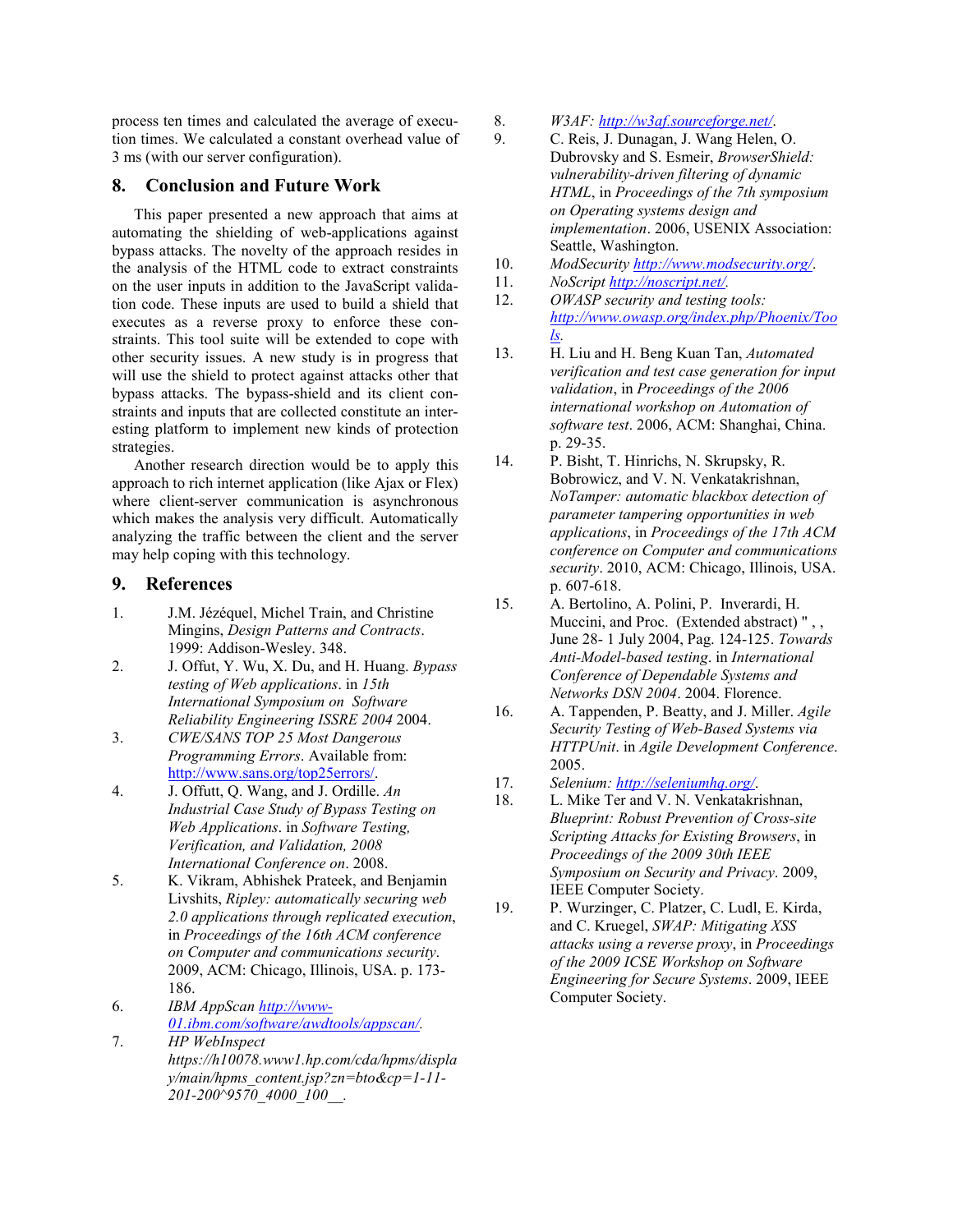process ten times and calculated the average of execution times. We calculated a constant overhead value of 3 ms (with our server configuration).

## 8. Conclusion and Future Work

This paper presented a new approach that aims at automating the shielding of web-applications against bypass attacks. The novelty of the approach resides in the analysis of the HTML code to extract constraints on the user inputs in addition to the JavaScript validation code. These inputs are used to build a shield that executes as a reverse proxy to enforce these constraints. This tool suite will be extended to cope with other security issues. A new study is in progress that will use the shield to protect against attacks other that bypass attacks. The bypass-shield and its client constraints and inputs that are collected constitute an interesting platform to implement new kinds of protection strategies.

Another research direction would be to apply this approach to rich internet application (like Ajax or Flex) where client-server communication is asynchronous which makes the analysis very difficult. Automatically analyzing the traffic between the client and the server may help coping with this technology.

## 9. References

1. J.M. Jézéquel, Michel Train, and Christine Mingins, *Design Patterns and Contracts*. 1999: Addison-Wesley. 348.
2. J. Offut, Y. Wu, X. Du, and H. Huang. *Bypass testing of Web applications*. in *15th International Symposium on Software Reliability Engineering ISSRE 2004* 2004.
3. *CWE/SANS TOP 25 Most Dangerous Programming Errors*. Available from: http://www.sans.org/top25errors/.
4. J. Offutt, Q. Wang, and J. Ordille. *An Industrial Case Study of Bypass Testing on Web Applications*. in *Software Testing, Verification, and Validation, 2008 International Conference on*. 2008.
5. K. Vikram, Abhishek Prateek, and Benjamin Livshits, *Ripley: automatically securing web 2.0 applications through replicated execution*, in *Proceedings of the 16th ACM conference on Computer and communications security*. 2009, ACM: Chicago, Illinois, USA. p. 173-186.
6. *IBM AppScan* http://www-01.ibm.com/software/awdtools/appscan/.
7. *HP WebInspect https://h10078.www1.hp.com/cda/hpms/display/main/hpms_content.jsp?zn=bto&cp=1-11-201-200^9570_4000_100__.*
8. *W3AF:* http://w3af.sourceforge.net/.
9. C. Reis, J. Dunagan, J. Wang Helen, O. Dubrovsky and S. Esmeir, *BrowserShield: vulnerability-driven filtering of dynamic HTML*, in *Proceedings of the 7th symposium on Operating systems design and implementation*. 2006, USENIX Association: Seattle, Washington.
10. *ModSecurity* http://www.modsecurity.org/.
11. *NoScript* http://noscript.net/.
12. *OWASP security and testing tools:* http://www.owasp.org/index.php/Phoenix/Tools.
13. H. Liu and H. Beng Kuan Tan, *Automated verification and test case generation for input validation*, in *Proceedings of the 2006 international workshop on Automation of software test*. 2006, ACM: Shanghai, China. p. 29-35.
14. P. Bisht, T. Hinrichs, N. Skrupsky, R. Bobrowicz, and V. N. Venkatakrishnan, *NoTamper: automatic blackbox detection of parameter tampering opportunities in web applications*, in *Proceedings of the 17th ACM conference on Computer and communications security*. 2010, ACM: Chicago, Illinois, USA. p. 607-618.
15. A. Bertolino, A. Polini, P. Inverardi, H. Muccini, and Proc. (Extended abstract) " , , June 28- 1 July 2004, Pag. 124-125. *Towards Anti-Model-based testing*. in *International Conference of Dependable Systems and Networks DSN 2004*. 2004. Florence.
16. A. Tappenden, P. Beatty, and J. Miller. *Agile Security Testing of Web-Based Systems via HTTPUnit*. in *Agile Development Conference*. 2005.
17. *Selenium:* http://seleniumhq.org/.
18. L. Mike Ter and V. N. Venkatakrishnan, *Blueprint: Robust Prevention of Cross-site Scripting Attacks for Existing Browsers*, in *Proceedings of the 2009 30th IEEE Symposium on Security and Privacy*. 2009, IEEE Computer Society.
19. P. Wurzinger, C. Platzer, C. Ludl, E. Kirda, and C. Kruegel, *SWAP: Mitigating XSS attacks using a reverse proxy*, in *Proceedings of the 2009 ICSE Workshop on Software Engineering for Secure Systems*. 2009, IEEE Computer Society.